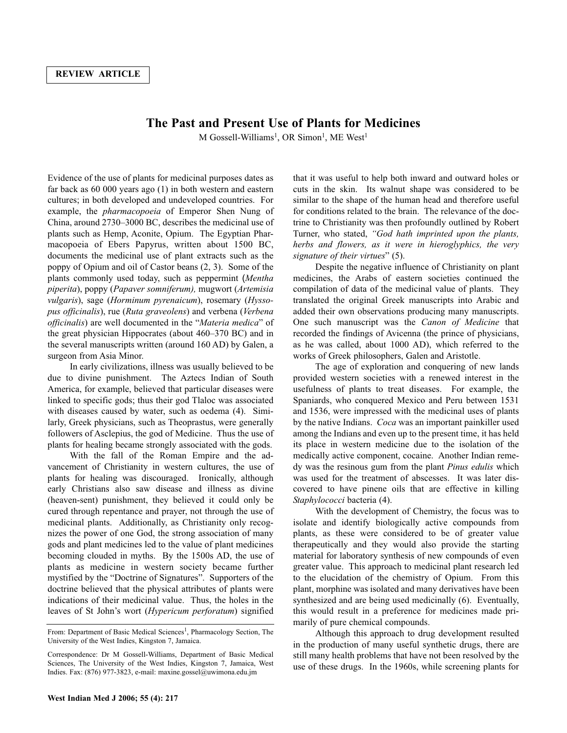REVIEW ARTICLE

# The Past and Present Use of Plants for Medicines

M Gossell-Williams[1], OR Simon[1], ME West[1]

Evidence of the use of plants for medicinal purposes dates as far back as 60 000 years ago (1) in both western and eastern cultures; in both developed and undeveloped countries. For example, the *pharmacopoeia* of Emperor Shen Nung of China, around 2730–3000 BC, describes the medicinal use of plants such as Hemp, Aconite, Opium. The Egyptian Pharmacopoeia of Ebers Papyrus, written about 1500 BC, documents the medicinal use of plant extracts such as the poppy of Opium and oil of Castor beans (2, 3). Some of the plants commonly used today, such as peppermint (*Mentha piperita*), poppy (*Papaver somniferum),* mugwort (*Artemisia vulgaris*), sage (*Horminum pyrenaicum*), rosemary (*Hyssopus officinalis*), rue (*Ruta graveolens*) and verbena (*Verbena officinalis*) are well documented in the "*Materia medica*" of the great physician Hippocrates (about 460–370 BC) and in the several manuscripts written (around 160 AD) by Galen, a surgeon from Asia Minor.

In early civilizations, illness was usually believed to be due to divine punishment. The Aztecs Indian of South America, for example, believed that particular diseases were linked to specific gods; thus their god Tlaloc was associated with diseases caused by water, such as oedema (4). Similarly, Greek physicians, such as Theoprastus, were generally followers of Asclepius, the god of Medicine. Thus the use of plants for healing became strongly associated with the gods.

With the fall of the Roman Empire and the advancement of Christianity in western cultures, the use of plants for healing was discouraged. Ironically, although early Christians also saw disease and illness as divine (heaven-sent) punishment, they believed it could only be cured through repentance and prayer, not through the use of medicinal plants. Additionally, as Christianity only recognizes the power of one God, the strong association of many gods and plant medicines led to the value of plant medicines becoming clouded in myths. By the 1500s AD, the use of plants as medicine in western society became further mystified by the "Doctrine of Signatures". Supporters of the doctrine believed that the physical attributes of plants were indications of their medicinal value. Thus, the holes in the leaves of St John's wort (*Hypericum perforatum*) signified that it was useful to help both inward and outward holes or cuts in the skin. Its walnut shape was considered to be similar to the shape of the human head and therefore useful for conditions related to the brain. The relevance of the doctrine to Christianity was then profoundly outlined by Robert Turner, who stated, *"God hath imprinted upon the plants, herbs and flowers, as it were in hieroglyphics, the very signature of their virtues*" (5).

Despite the negative influence of Christianity on plant medicines, the Arabs of eastern societies continued the compilation of data of the medicinal value of plants. They translated the original Greek manuscripts into Arabic and added their own observations producing many manuscripts. One such manuscript was the *Canon of Medicine* that recorded the findings of Avicenna (the prince of physicians, as he was called, about 1000 AD), which referred to the works of Greek philosophers, Galen and Aristotle.

The age of exploration and conquering of new lands provided western societies with a renewed interest in the usefulness of plants to treat diseases. For example, the Spaniards, who conquered Mexico and Peru between 1531 and 1536, were impressed with the medicinal uses of plants by the native Indians. *Coca* was an important painkiller used among the Indians and even up to the present time, it has held its place in western medicine due to the isolation of the medically active component, cocaine. Another Indian remedy was the resinous gum from the plant *Pinus edulis* which was used for the treatment of abscesses. It was later discovered to have pinene oils that are effective in killing *Staphylococci* bacteria (4).

With the development of Chemistry, the focus was to isolate and identify biologically active compounds from plants, as these were considered to be of greater value therapeutically and they would also provide the starting material for laboratory synthesis of new compounds of even greater value. This approach to medicinal plant research led to the elucidation of the chemistry of Opium. From this plant, morphine was isolated and many derivatives have been synthesized and are being used medicinally (6). Eventually, this would result in a preference for medicines made primarily of pure chemical compounds.

Although this approach to drug development resulted in the production of many useful synthetic drugs, there are still many health problems that have not been resolved by the use of these drugs. In the 1960s, while screening plants for

From: Department of Basic Medical Sciences[1], Pharmacology Section, The University of the West Indies, Kingston 7, Jamaica.

Correspondence: Dr M Gossell-Williams, Department of Basic Medical Sciences, The University of the West Indies, Kingston 7, Jamaica, West Indies. Fax: (876) 977-3823, e-mail: maxine.gossel@uwimona.edu.jm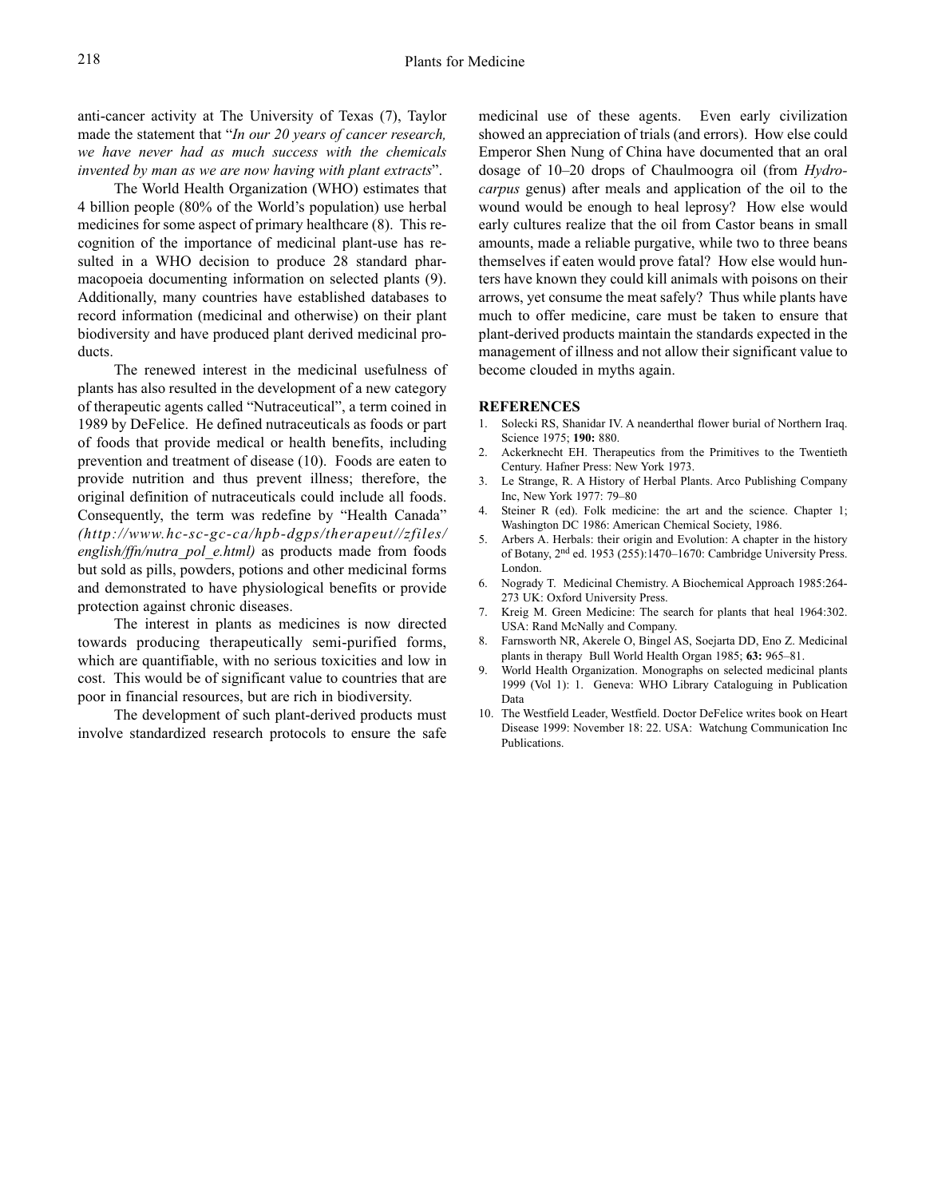anti-cancer activity at The University of Texas (7), Taylor made the statement that "*In our 20 years of cancer research, we have never had as much success with the chemicals invented by man as we are now having with plant extracts*".

The World Health Organization (WHO) estimates that 4 billion people (80% of the World's population) use herbal medicines for some aspect of primary healthcare (8). This recognition of the importance of medicinal plant-use has resulted in a WHO decision to produce 28 standard pharmacopoeia documenting information on selected plants (9). Additionally, many countries have established databases to record information (medicinal and otherwise) on their plant biodiversity and have produced plant derived medicinal products.

The renewed interest in the medicinal usefulness of plants has also resulted in the development of a new category of therapeutic agents called "Nutraceutical", a term coined in 1989 by DeFelice. He defined nutraceuticals as foods or part of foods that provide medical or health benefits, including prevention and treatment of disease (10). Foods are eaten to provide nutrition and thus prevent illness; therefore, the original definition of nutraceuticals could include all foods. Consequently, the term was redefine by "Health Canada" *(http://www.hc-sc-gc-ca/hpb-dgps/therapeut//zfiles/english/ffn/nutra_pol_e.html)* as products made from foods but sold as pills, powders, potions and other medicinal forms and demonstrated to have physiological benefits or provide protection against chronic diseases.

The interest in plants as medicines is now directed towards producing therapeutically semi-purified forms, which are quantifiable, with no serious toxicities and low in cost. This would be of significant value to countries that are poor in financial resources, but are rich in biodiversity.

The development of such plant-derived products must involve standardized research protocols to ensure the safe medicinal use of these agents. Even early civilization showed an appreciation of trials (and errors). How else could Emperor Shen Nung of China have documented that an oral dosage of 10–20 drops of Chaulmoogra oil (from *Hydrocarpus* genus) after meals and application of the oil to the wound would be enough to heal leprosy? How else would early cultures realize that the oil from Castor beans in small amounts, made a reliable purgative, while two to three beans themselves if eaten would prove fatal? How else would hunters have known they could kill animals with poisons on their arrows, yet consume the meat safely? Thus while plants have much to offer medicine, care must be taken to ensure that plant-derived products maintain the standards expected in the management of illness and not allow their significant value to become clouded in myths again.

## REFERENCES

1. Solecki RS, Shanidar IV. A neanderthal flower burial of Northern Iraq. Science 1975; **190:** 880.
2. Ackerknecht EH. Therapeutics from the Primitives to the Twentieth Century. Hafner Press: New York 1973.
3. Le Strange, R. A History of Herbal Plants. Arco Publishing Company Inc, New York 1977: 79–80
4. Steiner R (ed). Folk medicine: the art and the science. Chapter 1; Washington DC 1986: American Chemical Society, 1986.
5. Arbers A. Herbals: their origin and Evolution: A chapter in the history of Botany, 2nd ed. 1953 (255):1470–1670: Cambridge University Press. London.
6. Nogrady T. Medicinal Chemistry. A Biochemical Approach 1985:264-273 UK: Oxford University Press.
7. Kreig M. Green Medicine: The search for plants that heal 1964:302. USA: Rand McNally and Company.
8. Farnsworth NR, Akerele O, Bingel AS, Soejarta DD, Eno Z. Medicinal plants in therapy Bull World Health Organ 1985; **63:** 965–81.
9. World Health Organization. Monographs on selected medicinal plants 1999 (Vol 1): 1. Geneva: WHO Library Cataloguing in Publication Data
10. The Westfield Leader, Westfield. Doctor DeFelice writes book on Heart Disease 1999: November 18: 22. USA: Watchung Communication Inc Publications.